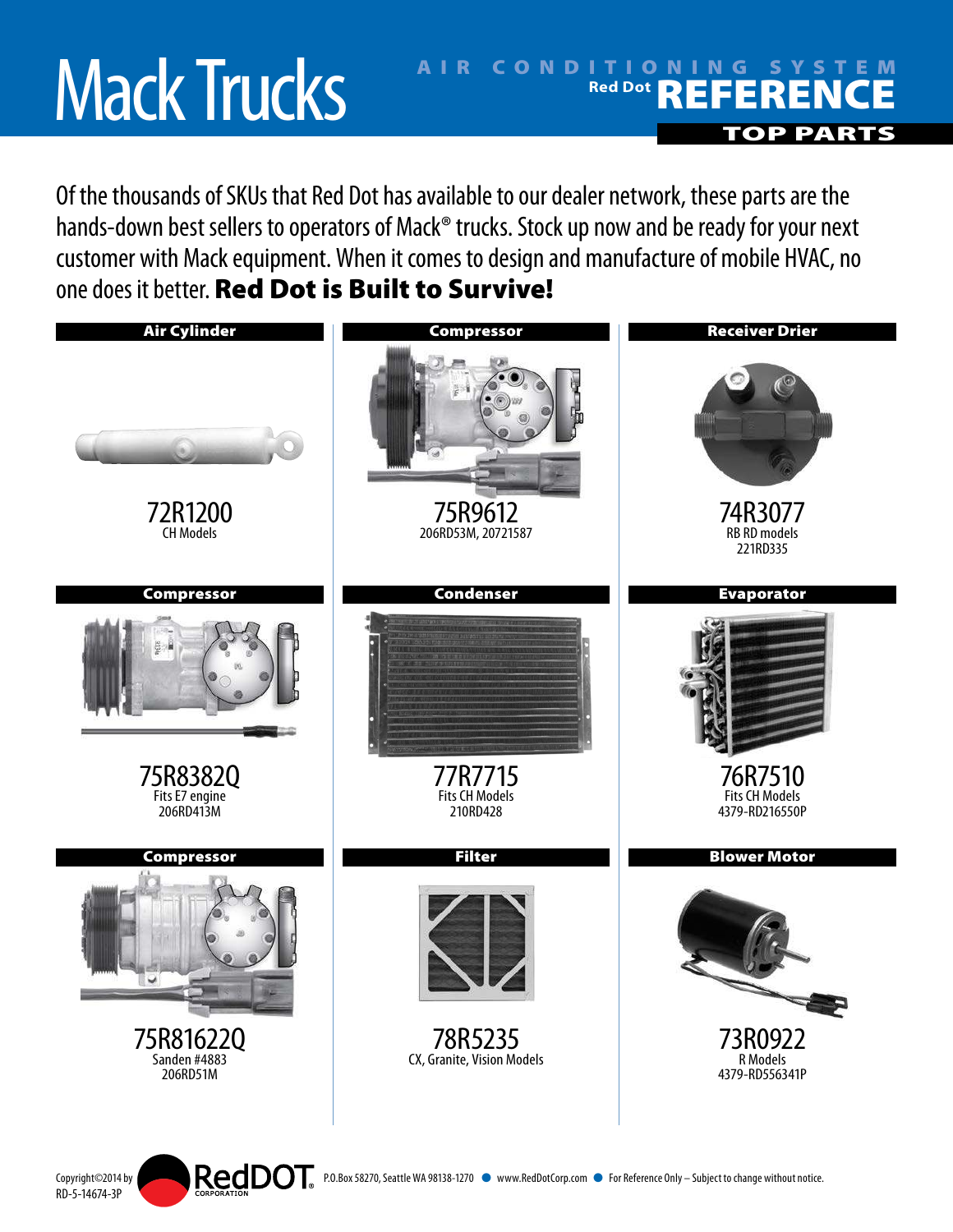# Mack Trucks

AIR CONDITIONING SYSTEM
Red Dot **REFERENCE**
**TOP PARTS**

Of the thousands of SKUs that Red Dot has available to our dealer network, these parts are the hands-down best sellers to operators of Mack® trucks. Stock up now and be ready for your next customer with Mack equipment. When it comes to design and manufacture of mobile HVAC, no one does it better. **Red Dot is Built to Survive!**

### Air Cylinder

**72R1200**
CH Models

### Compressor

**75R9612**
206RD53M, 20721587

### Receiver Drier

**74R3077**
RB RD models
221RD335

### Compressor

**75R8382Q**
Fits E7 engine
206RD413M

### Condenser

**77R7715**
Fits CH Models
210RD428

### Evaporator

**76R7510**
Fits CH Models
4379-RD216550P

### Compressor

**75R81622Q**
Sanden #4883
206RD51M

### Filter

**78R5235**
CX, Granite, Vision Models

### Blower Motor

**73R0922**
R Models
4379-RD556341P

Copyright©2014 by RedDOT Corporation
RD-5-14674-3P

P.O.Box 58270, Seattle WA 98138-1270 ● www.RedDotCorp.com ● For Reference Only – Subject to change without notice.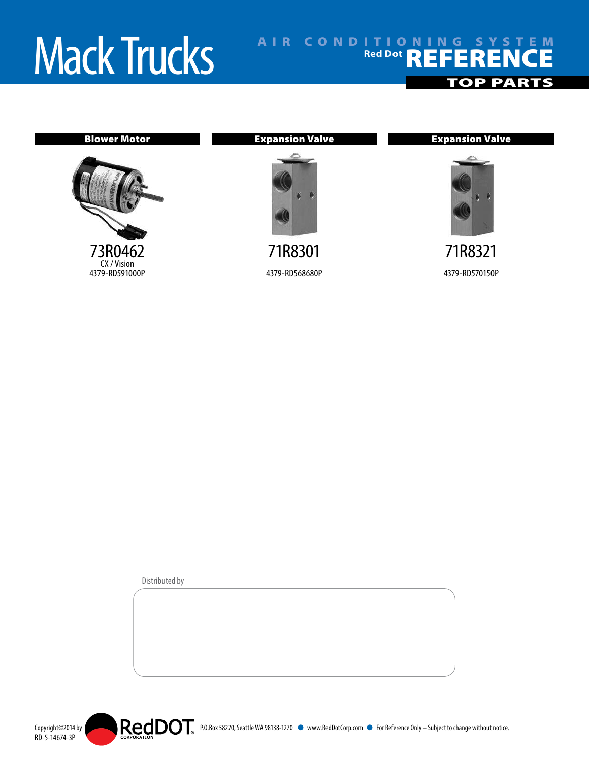# Mack Trucks

AIR CONDITIONING SYSTEM
Red Dot **REFERENCE**
**TOP PARTS**

| Blower Motor | Expansion Valve | Expansion Valve |
|---|---|---|
| 73R0462 | 71R8301 | 71R8321 |
| CX / Vision | | |
| 4379-RD591000P | 4379-RD568680P | 4379-RD570150P |

Distributed by

Copyright©2014 by RedDOT CORPORATION
RD-5-14674-3P

P.O.Box 58270, Seattle WA 98138-1270 ● www.RedDotCorp.com ● For Reference Only – Subject to change without notice.